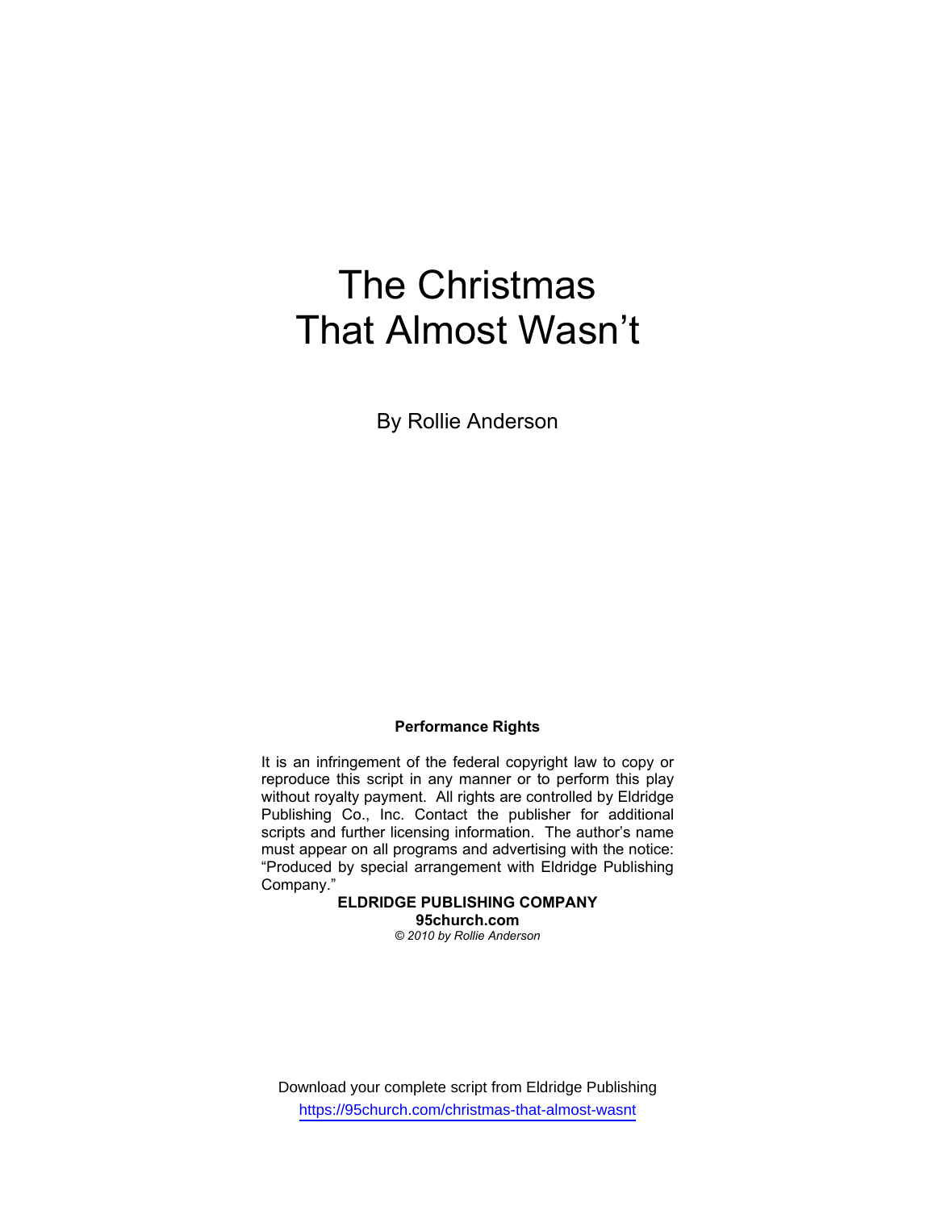# The Christmas That Almost Wasn't

By Rollie Anderson

**Performance Rights**

It is an infringement of the federal copyright law to copy or reproduce this script in any manner or to perform this play without royalty payment. All rights are controlled by Eldridge Publishing Co., Inc. Contact the publisher for additional scripts and further licensing information. The author's name must appear on all programs and advertising with the notice: "Produced by special arrangement with Eldridge Publishing Company."

**ELDRIDGE PUBLISHING COMPANY**
**95church.com**
*© 2010 by Rollie Anderson*

Download your complete script from Eldridge Publishing
https://95church.com/christmas-that-almost-wasnt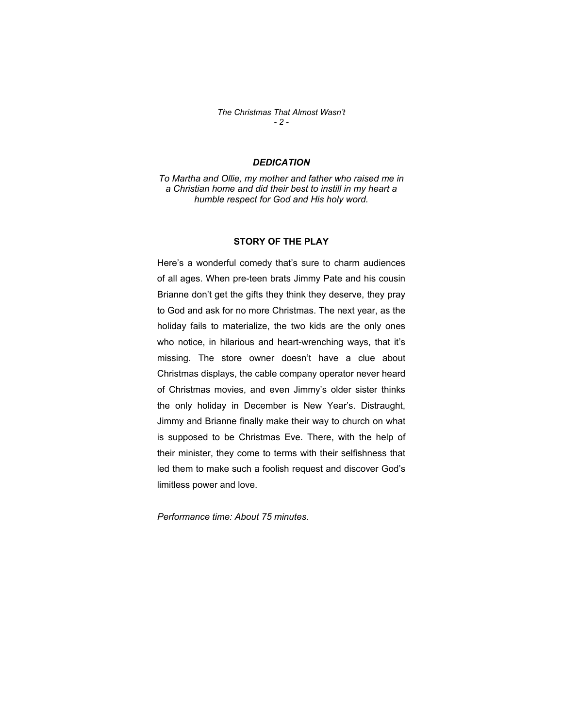## *DEDICATION*

*To Martha and Ollie, my mother and father who raised me in a Christian home and did their best to instill in my heart a humble respect for God and His holy word.*

## STORY OF THE PLAY

Here's a wonderful comedy that's sure to charm audiences of all ages. When pre-teen brats Jimmy Pate and his cousin Brianne don't get the gifts they think they deserve, they pray to God and ask for no more Christmas. The next year, as the holiday fails to materialize, the two kids are the only ones who notice, in hilarious and heart-wrenching ways, that it's missing. The store owner doesn't have a clue about Christmas displays, the cable company operator never heard of Christmas movies, and even Jimmy's older sister thinks the only holiday in December is New Year's. Distraught, Jimmy and Brianne finally make their way to church on what is supposed to be Christmas Eve. There, with the help of their minister, they come to terms with their selfishness that led them to make such a foolish request and discover God's limitless power and love.

*Performance time: About 75 minutes.*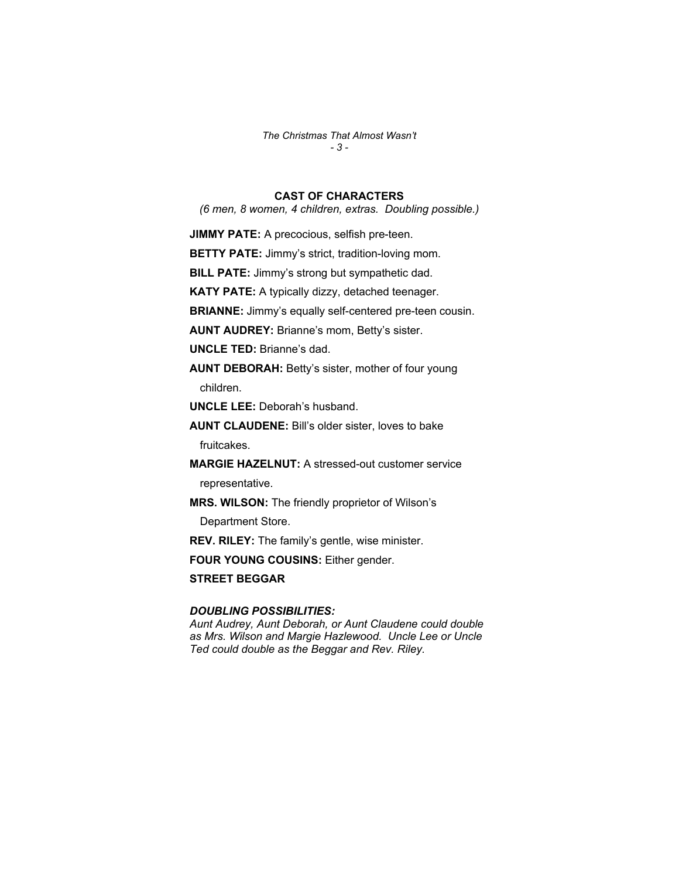## CAST OF CHARACTERS

*(6 men, 8 women, 4 children, extras. Doubling possible.)*

**JIMMY PATE:** A precocious, selfish pre-teen.

**BETTY PATE:** Jimmy's strict, tradition-loving mom.

**BILL PATE:** Jimmy's strong but sympathetic dad.

**KATY PATE:** A typically dizzy, detached teenager.

**BRIANNE:** Jimmy's equally self-centered pre-teen cousin.

**AUNT AUDREY:** Brianne's mom, Betty's sister.

**UNCLE TED:** Brianne's dad.

**AUNT DEBORAH:** Betty's sister, mother of four young children.

**UNCLE LEE:** Deborah's husband.

**AUNT CLAUDENE:** Bill's older sister, loves to bake fruitcakes.

**MARGIE HAZELNUT:** A stressed-out customer service representative.

**MRS. WILSON:** The friendly proprietor of Wilson's Department Store.

**REV. RILEY:** The family's gentle, wise minister.

**FOUR YOUNG COUSINS:** Either gender.

**STREET BEGGAR**

***DOUBLING POSSIBILITIES:***

*Aunt Audrey, Aunt Deborah, or Aunt Claudene could double as Mrs. Wilson and Margie Hazlewood. Uncle Lee or Uncle Ted could double as the Beggar and Rev. Riley.*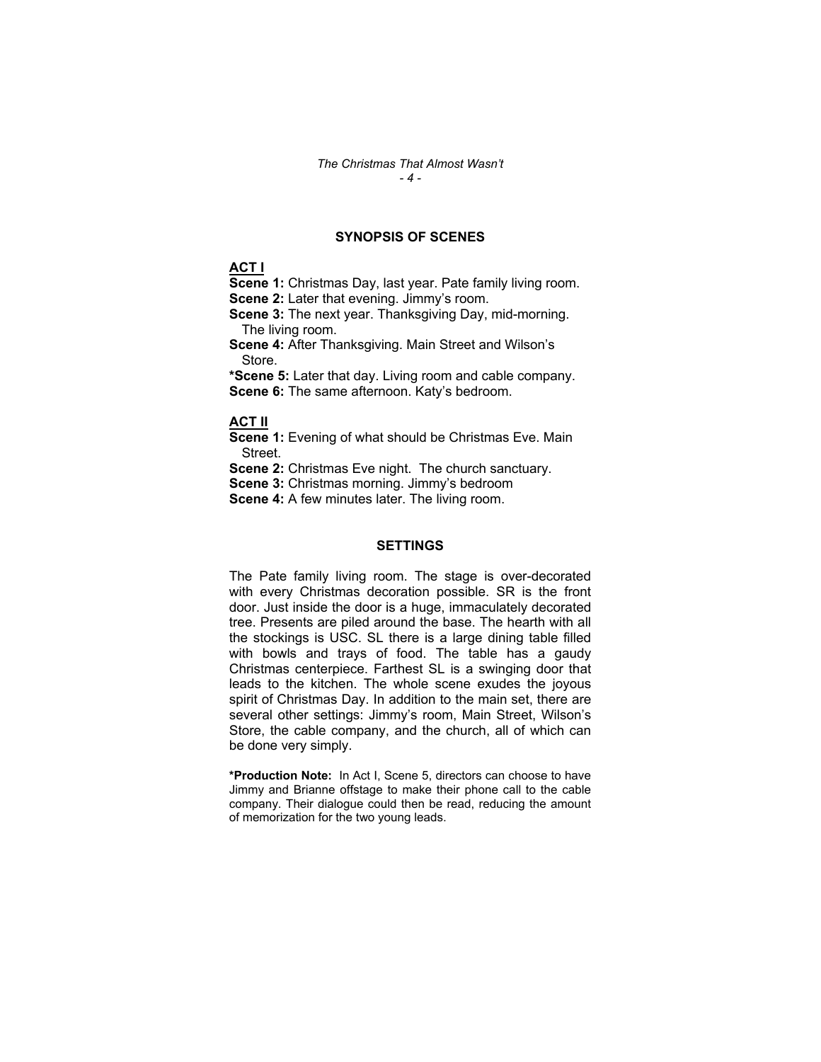## SYNOPSIS OF SCENES

**ACT I**

**Scene 1:** Christmas Day, last year. Pate family living room.
**Scene 2:** Later that evening. Jimmy's room.
**Scene 3:** The next year. Thanksgiving Day, mid-morning. The living room.
**Scene 4:** After Thanksgiving. Main Street and Wilson's Store.
***Scene 5:** Later that day. Living room and cable company.
**Scene 6:** The same afternoon. Katy's bedroom.

**ACT II**

**Scene 1:** Evening of what should be Christmas Eve. Main Street.
**Scene 2:** Christmas Eve night. The church sanctuary.
**Scene 3:** Christmas morning. Jimmy's bedroom
**Scene 4:** A few minutes later. The living room.

## SETTINGS

The Pate family living room. The stage is over-decorated with every Christmas decoration possible. SR is the front door. Just inside the door is a huge, immaculately decorated tree. Presents are piled around the base. The hearth with all the stockings is USC. SL there is a large dining table filled with bowls and trays of food. The table has a gaudy Christmas centerpiece. Farthest SL is a swinging door that leads to the kitchen. The whole scene exudes the joyous spirit of Christmas Day. In addition to the main set, there are several other settings: Jimmy's room, Main Street, Wilson's Store, the cable company, and the church, all of which can be done very simply.

***Production Note:** In Act I, Scene 5, directors can choose to have Jimmy and Brianne offstage to make their phone call to the cable company. Their dialogue could then be read, reducing the amount of memorization for the two young leads.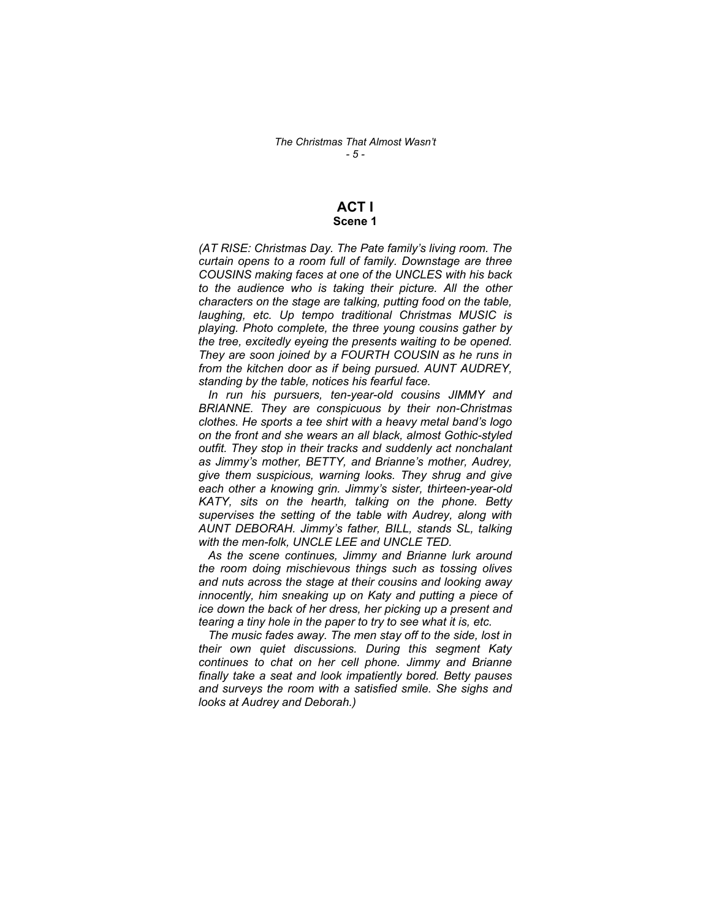# ACT I

## Scene 1

*(AT RISE: Christmas Day. The Pate family's living room. The curtain opens to a room full of family. Downstage are three COUSINS making faces at one of the UNCLES with his back to the audience who is taking their picture. All the other characters on the stage are talking, putting food on the table, laughing, etc. Up tempo traditional Christmas MUSIC is playing. Photo complete, the three young cousins gather by the tree, excitedly eyeing the presents waiting to be opened. They are soon joined by a FOURTH COUSIN as he runs in from the kitchen door as if being pursued. AUNT AUDREY, standing by the table, notices his fearful face.*

*In run his pursuers, ten-year-old cousins JIMMY and BRIANNE. They are conspicuous by their non-Christmas clothes. He sports a tee shirt with a heavy metal band's logo on the front and she wears an all black, almost Gothic-styled outfit. They stop in their tracks and suddenly act nonchalant as Jimmy's mother, BETTY, and Brianne's mother, Audrey, give them suspicious, warning looks. They shrug and give each other a knowing grin. Jimmy's sister, thirteen-year-old KATY, sits on the hearth, talking on the phone. Betty supervises the setting of the table with Audrey, along with AUNT DEBORAH. Jimmy's father, BILL, stands SL, talking with the men-folk, UNCLE LEE and UNCLE TED.*

*As the scene continues, Jimmy and Brianne lurk around the room doing mischievous things such as tossing olives and nuts across the stage at their cousins and looking away innocently, him sneaking up on Katy and putting a piece of ice down the back of her dress, her picking up a present and tearing a tiny hole in the paper to try to see what it is, etc.*

*The music fades away. The men stay off to the side, lost in their own quiet discussions. During this segment Katy continues to chat on her cell phone. Jimmy and Brianne finally take a seat and look impatiently bored. Betty pauses and surveys the room with a satisfied smile. She sighs and looks at Audrey and Deborah.)*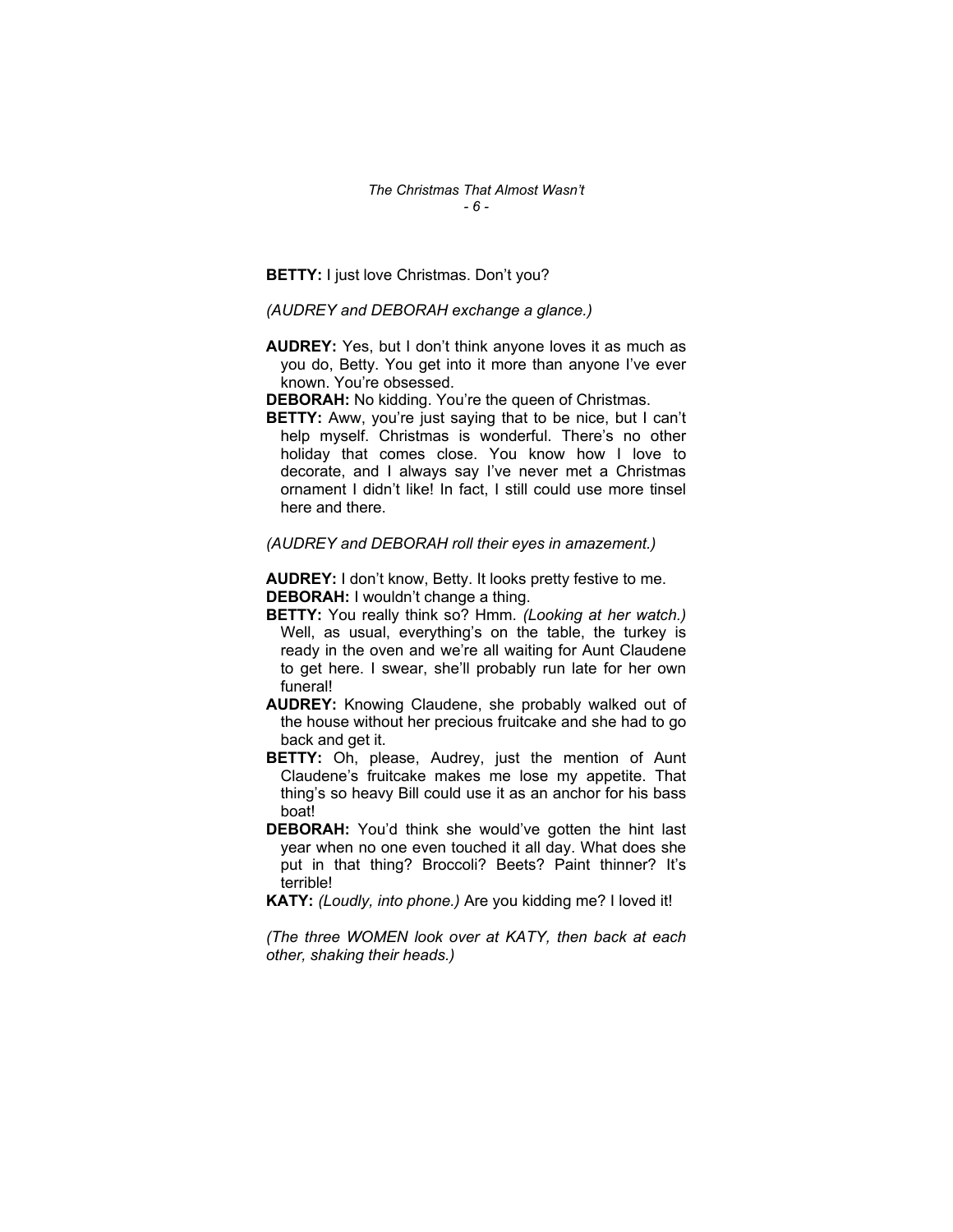**BETTY:** I just love Christmas. Don't you?

*(AUDREY and DEBORAH exchange a glance.)*

**AUDREY:** Yes, but I don't think anyone loves it as much as you do, Betty. You get into it more than anyone I've ever known. You're obsessed.

**DEBORAH:** No kidding. You're the queen of Christmas.

**BETTY:** Aww, you're just saying that to be nice, but I can't help myself. Christmas is wonderful. There's no other holiday that comes close. You know how I love to decorate, and I always say I've never met a Christmas ornament I didn't like! In fact, I still could use more tinsel here and there.

*(AUDREY and DEBORAH roll their eyes in amazement.)*

**AUDREY:** I don't know, Betty. It looks pretty festive to me.

**DEBORAH:** I wouldn't change a thing.

**BETTY:** You really think so? Hmm. *(Looking at her watch.)* Well, as usual, everything's on the table, the turkey is ready in the oven and we're all waiting for Aunt Claudene to get here. I swear, she'll probably run late for her own funeral!

**AUDREY:** Knowing Claudene, she probably walked out of the house without her precious fruitcake and she had to go back and get it.

**BETTY:** Oh, please, Audrey, just the mention of Aunt Claudene's fruitcake makes me lose my appetite. That thing's so heavy Bill could use it as an anchor for his bass boat!

**DEBORAH:** You'd think she would've gotten the hint last year when no one even touched it all day. What does she put in that thing? Broccoli? Beets? Paint thinner? It's terrible!

**KATY:** *(Loudly, into phone.)* Are you kidding me? I loved it!

*(The three WOMEN look over at KATY, then back at each other, shaking their heads.)*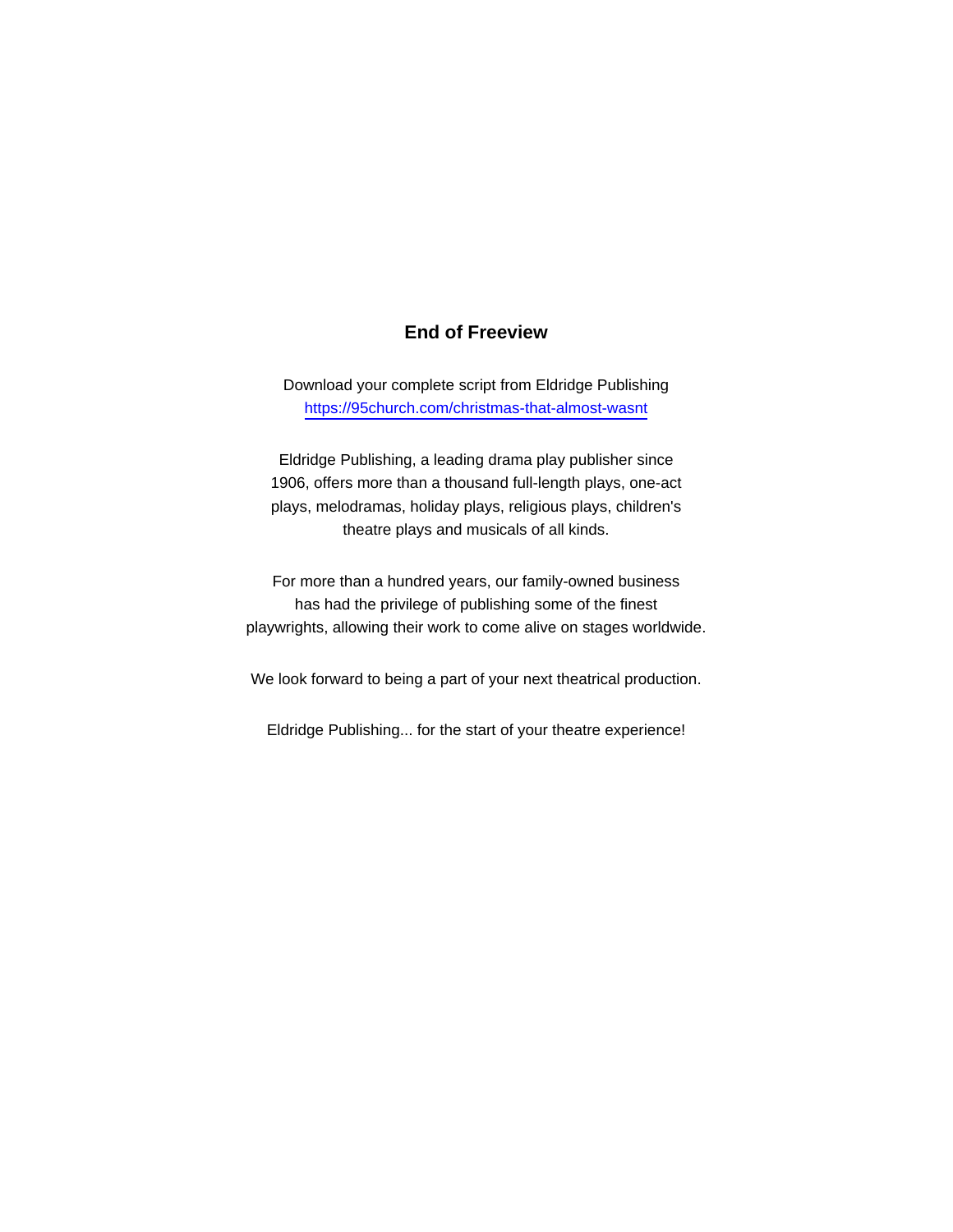**End of Freeview**

Download your complete script from Eldridge Publishing
https://95church.com/christmas-that-almost-wasnt

Eldridge Publishing, a leading drama play publisher since 1906, offers more than a thousand full-length plays, one-act plays, melodramas, holiday plays, religious plays, children's theatre plays and musicals of all kinds.

For more than a hundred years, our family-owned business has had the privilege of publishing some of the finest playwrights, allowing their work to come alive on stages worldwide.

We look forward to being a part of your next theatrical production.

Eldridge Publishing... for the start of your theatre experience!